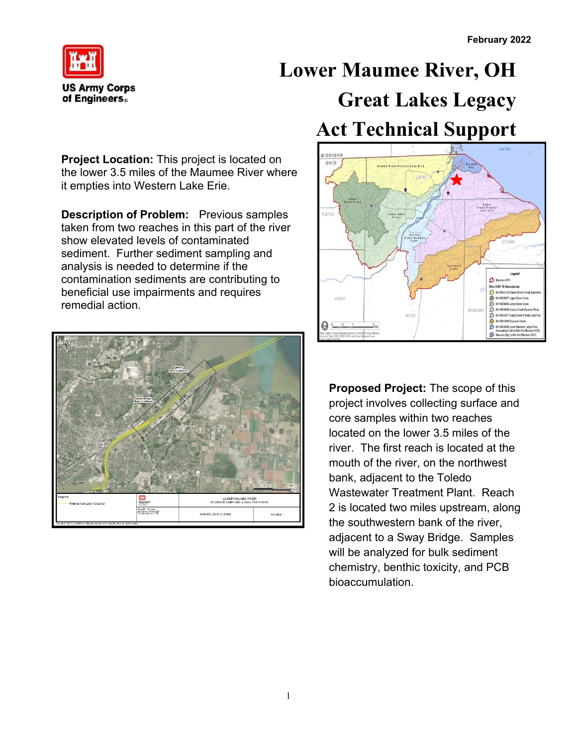February 2022

US Army Corps of Engineers

# Lower Maumee River, OH Great Lakes Legacy Act Technical Support

**Project Location:** This project is located on the lower 3.5 miles of the Maumee River where it empties into Western Lake Erie.

**Description of Problem:** Previous samples taken from two reaches in this part of the river show elevated levels of contaminated sediment. Further sediment sampling and analysis is needed to determine if the contamination sediments are contributing to beneficial use impairments and requires remedial action.

**Proposed Project:** The scope of this project involves collecting surface and core samples within two reaches located on the lower 3.5 miles of the river. The first reach is located at the mouth of the river, on the northwest bank, adjacent to the Toledo Wastewater Treatment Plant. Reach 2 is located two miles upstream, along the southwestern bank of the river, adjacent to a Sway Bridge. Samples will be analyzed for bulk sediment chemistry, benthic toxicity, and PCB bioaccumulation.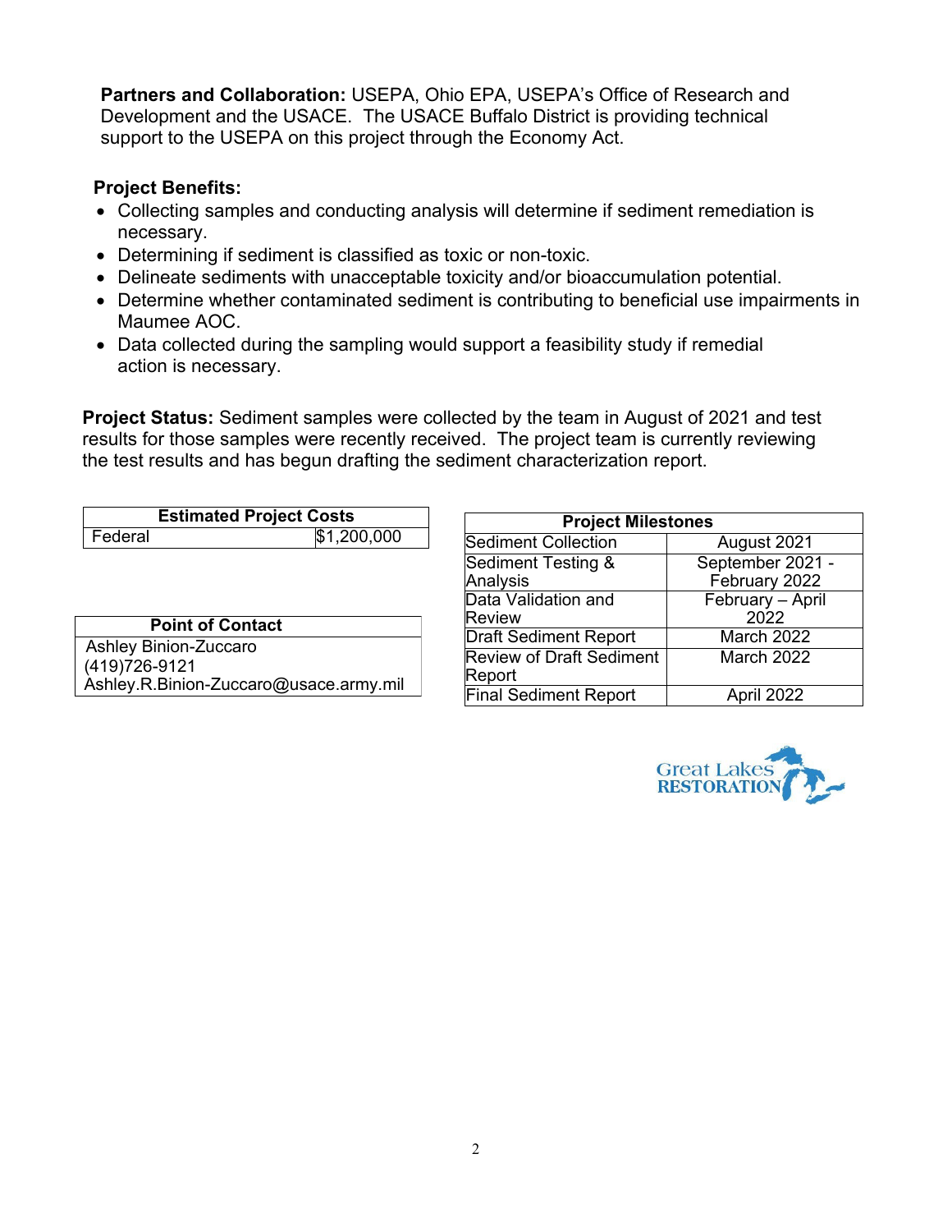**Partners and Collaboration:** USEPA, Ohio EPA, USEPA's Office of Research and Development and the USACE. The USACE Buffalo District is providing technical support to the USEPA on this project through the Economy Act.

**Project Benefits:**

- Collecting samples and conducting analysis will determine if sediment remediation is necessary.
- Determining if sediment is classified as toxic or non-toxic.
- Delineate sediments with unacceptable toxicity and/or bioaccumulation potential.
- Determine whether contaminated sediment is contributing to beneficial use impairments in Maumee AOC.
- Data collected during the sampling would support a feasibility study if remedial action is necessary.

**Project Status:** Sediment samples were collected by the team in August of 2021 and test results for those samples were recently received. The project team is currently reviewing the test results and has begun drafting the sediment characterization report.

| Estimated Project Costs | |
|---|---|
| Federal | $1,200,000 |

| Point of Contact |
|---|
| Ashley Binion-Zuccaro<br>(419)726-9121<br>Ashley.R.Binion-Zuccaro@usace.army.mil |

| Project Milestones | |
|---|---|
| Sediment Collection | August 2021 |
| Sediment Testing & Analysis | September 2021 - February 2022 |
| Data Validation and Review | February – April 2022 |
| Draft Sediment Report | March 2022 |
| Review of Draft Sediment Report | March 2022 |
| Final Sediment Report | April 2022 |

Great Lakes RESTORATION